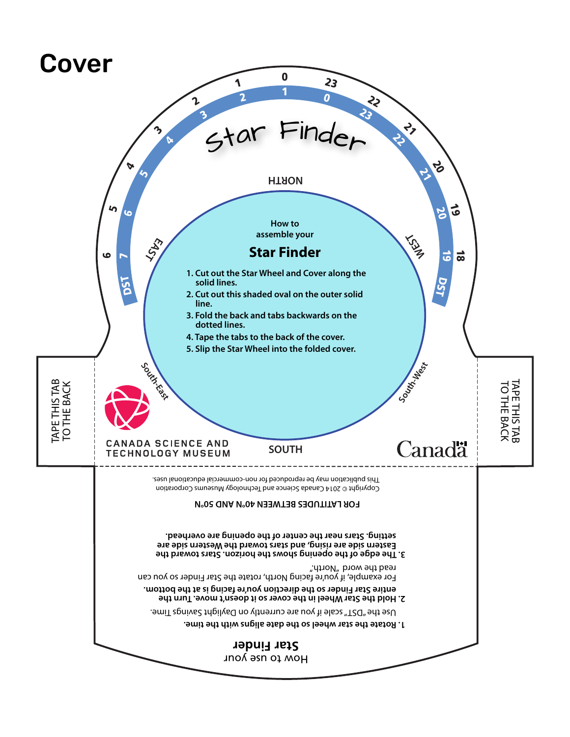# Cover

## Star Finder

NORTH

EAST

WEST

South-East

South-West

SOUTH

0 1 2 3 4 5 6 23 22 21 20 19 18

DST 1 2 3 4 5 6 7 0 23 22 21 20 19 DST

How to assemble your

### Star Finder

1. Cut out the Star Wheel and Cover along the solid lines.
2. Cut out this shaded oval on the outer solid line.
3. Fold the back and tabs backwards on the dotted lines.
4. Tape the tabs to the back of the cover.
5. Slip the Star Wheel into the folded cover.

TAPE THIS TAB TO THE BACK

TAPE THIS TAB TO THE BACK

CANADA SCIENCE AND TECHNOLOGY MUSEUM

Canada

How to use your

### Star Finder

**1. Rotate the star wheel so the date aligns with the time.**

Use the "DST" scale if you are currently on Daylight Savings Time.

**2. Hold the Star Wheel in the cover so it doesn't move. Turn the entire Star Finder so the direction you're facing is at the bottom.**

For example, if you're facing North, rotate the Star Finder so you can read the word "North."

**3. The edge of the opening shows the horizon. Stars toward the Eastern side are rising, and stars toward the Western side are setting. Stars near the center of the opening are overhead.**

FOR LATITUDES BETWEEN 40°N AND 50°N

Copyright © 2014 Canada Science and Technology Museums Corporation

This publication may be reproduced for non-commercial educational uses.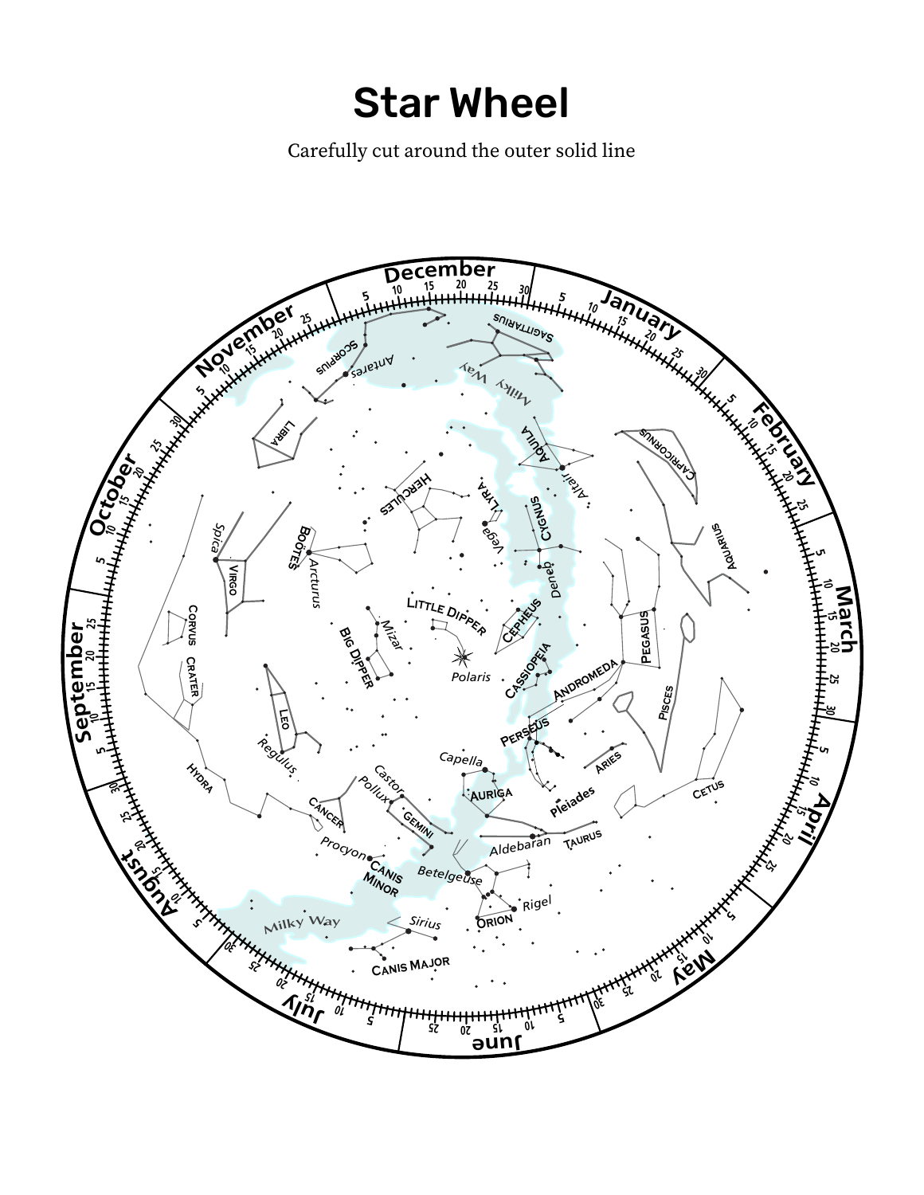# Star Wheel

Carefully cut around the outer solid line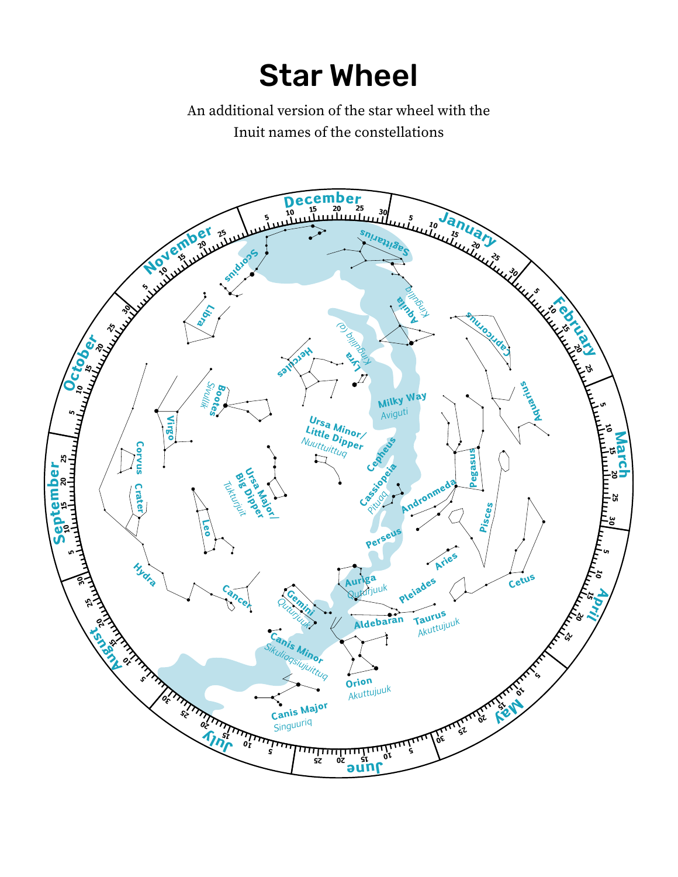# Star Wheel

An additional version of the star wheel with the Inuit names of the constellations

December
5 10 15 20 25 30

January
5 10 15 20 25 30

February
5 10 15 20 25

March
5 10 15 20 25 30

April
5 10 15 20 25

May
5 10 15 20 25 30

June
5 10 15 20 25

July
5 10 15 20 25 30

August
5 10 15 20 25 30

September
5 10 15 20 25

October
5 10 15 20 25 30

November
5 10 15 20 25

Scorpius

Sagittarius

Aquila
*Kingulliq*

Lyra
*Kingulliq (a)*

Hercules

Libra

Capricornus

Aquarius

Bootes
*Sivulliik*

Virgo

Milky Way
*Aviguti*

Ursa Minor/ Little Dipper
*Nuuttuittuq*

Cepheus

Cassiopeia
*Pituaq*

Ursa Major/ Big Dipper
*Tukturjuit*

Corvus

Crater

Leo

Andronmeda

Pegasus

Pisces

Perseus

Aries

Hydra

Auriga
*Quturjuuk*

Pleiades

Cetus

Cancer

Gemini
*Quturjuuk*

Aldebaran

Taurus
*Akuttujuuk*

Canis Minor
*Sikuliaqsiujuittuq*

Orion
*Akuttujuuk*

Canis Major
*Singuuriq*